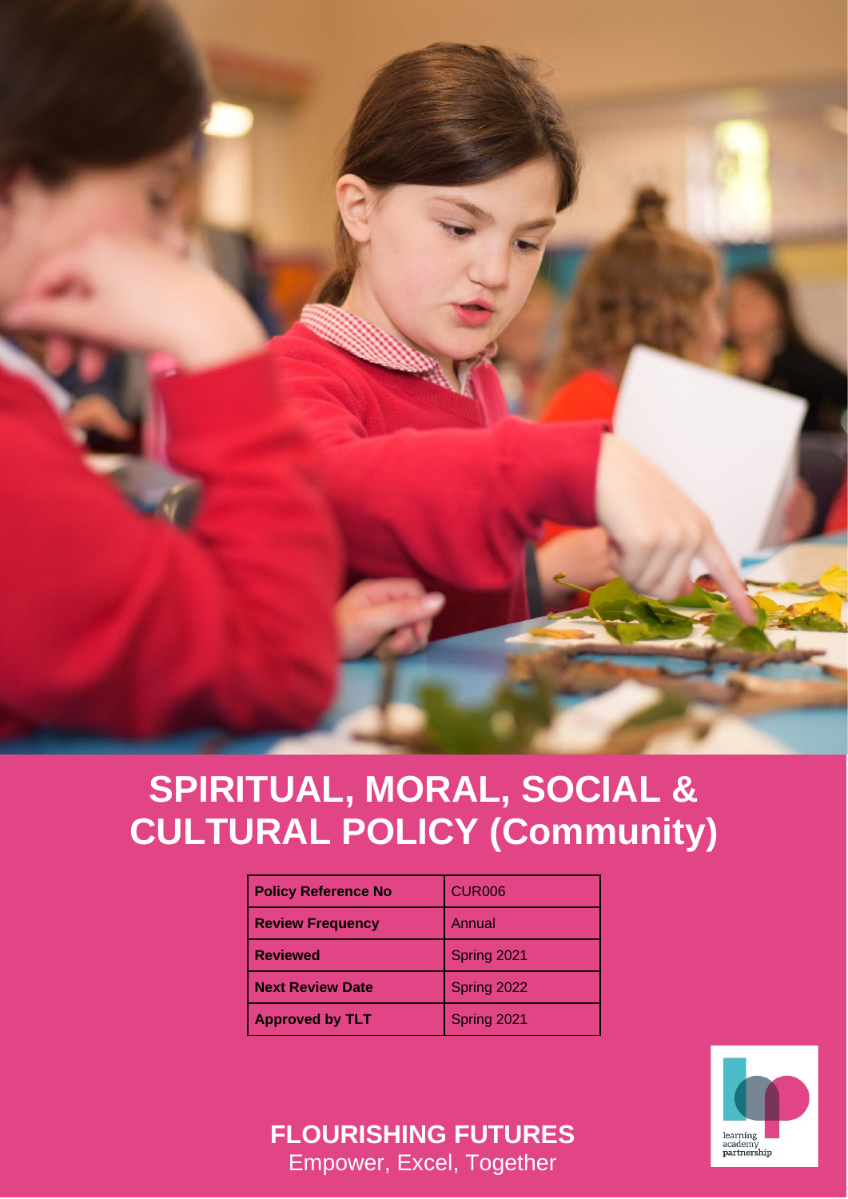# SPIRITUAL, MORAL, SOCIAL & CULTURAL POLICY (Community)

| Policy Reference No | CUR006 |
| --- | --- |
| Review Frequency | Annual |
| Reviewed | Spring 2021 |
| Next Review Date | Spring 2022 |
| Approved by TLT | Spring 2021 |

**FLOURISHING FUTURES**

Empower, Excel, Together

learning academy partnership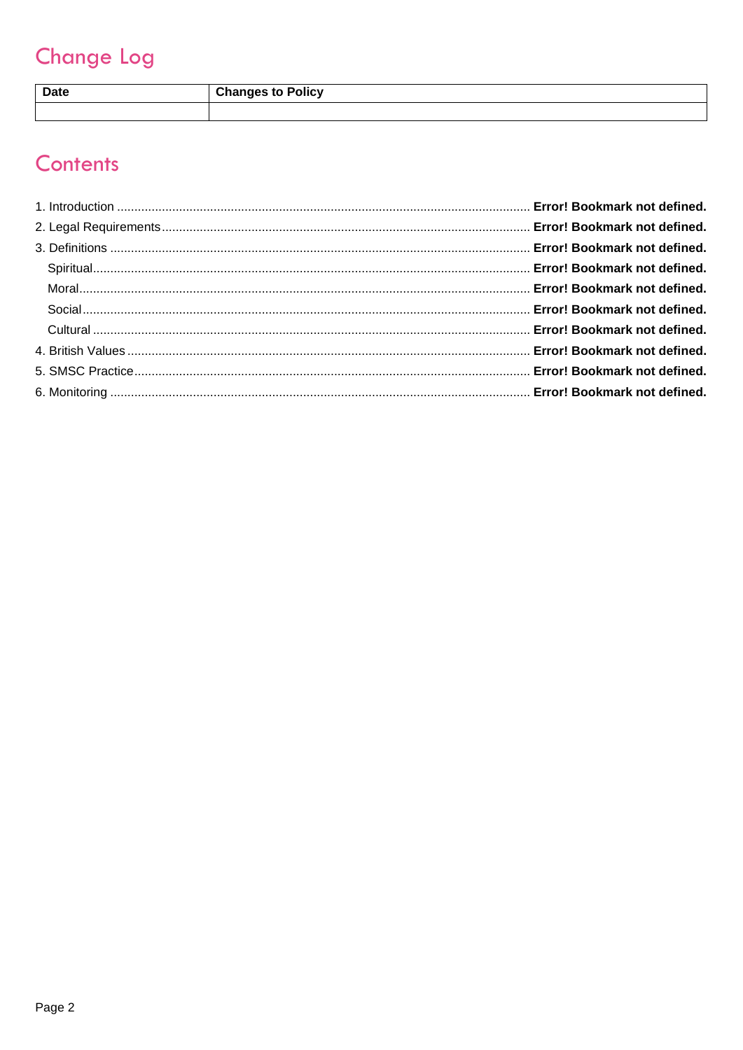## Change Log

| Date | Changes to Policy |
| --- | --- |
| | |

## Contents

1. Introduction ........................................................................................................ **Error! Bookmark not defined.**
2. Legal Requirements ............................................................................................ **Error! Bookmark not defined.**
3. Definitions .......................................................................................................... **Error! Bookmark not defined.**
   - Spiritual ............................................................................................................ **Error! Bookmark not defined.**
   - Moral ................................................................................................................. **Error! Bookmark not defined.**
   - Social ................................................................................................................ **Error! Bookmark not defined.**
   - Cultural ............................................................................................................. **Error! Bookmark not defined.**
4. British Values ...................................................................................................... **Error! Bookmark not defined.**
5. SMSC Practice .................................................................................................... **Error! Bookmark not defined.**
6. Monitoring .......................................................................................................... **Error! Bookmark not defined.**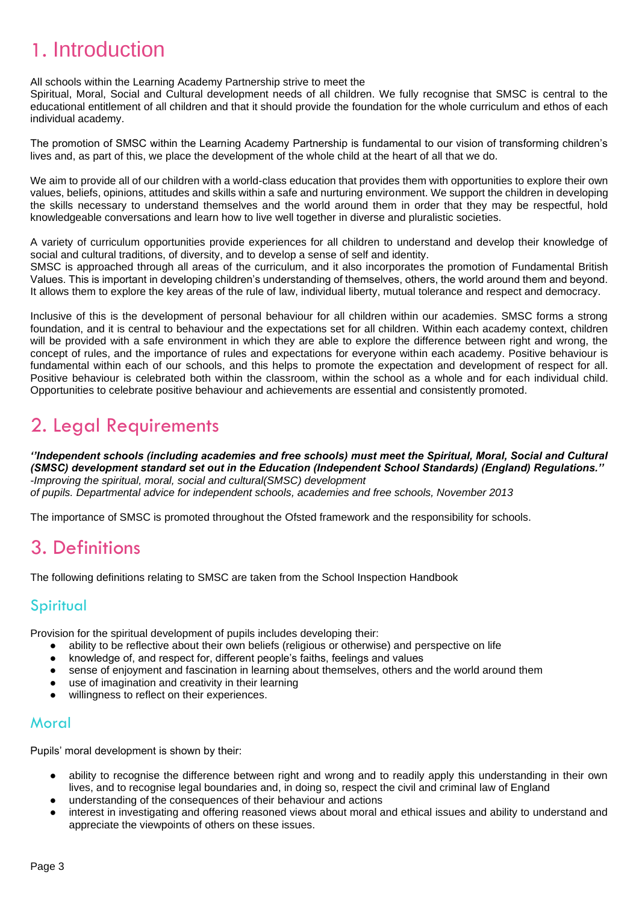# 1. Introduction

All schools within the Learning Academy Partnership strive to meet the
Spiritual, Moral, Social and Cultural development needs of all children. We fully recognise that SMSC is central to the educational entitlement of all children and that it should provide the foundation for the whole curriculum and ethos of each individual academy.

The promotion of SMSC within the Learning Academy Partnership is fundamental to our vision of transforming children's lives and, as part of this, we place the development of the whole child at the heart of all that we do.

We aim to provide all of our children with a world-class education that provides them with opportunities to explore their own values, beliefs, opinions, attitudes and skills within a safe and nurturing environment. We support the children in developing the skills necessary to understand themselves and the world around them in order that they may be respectful, hold knowledgeable conversations and learn how to live well together in diverse and pluralistic societies.

A variety of curriculum opportunities provide experiences for all children to understand and develop their knowledge of social and cultural traditions, of diversity, and to develop a sense of self and identity.
SMSC is approached through all areas of the curriculum, and it also incorporates the promotion of Fundamental British Values. This is important in developing children's understanding of themselves, others, the world around them and beyond. It allows them to explore the key areas of the rule of law, individual liberty, mutual tolerance and respect and democracy.

Inclusive of this is the development of personal behaviour for all children within our academies. SMSC forms a strong foundation, and it is central to behaviour and the expectations set for all children. Within each academy context, children will be provided with a safe environment in which they are able to explore the difference between right and wrong, the concept of rules, and the importance of rules and expectations for everyone within each academy. Positive behaviour is fundamental within each of our schools, and this helps to promote the expectation and development of respect for all. Positive behaviour is celebrated both within the classroom, within the school as a whole and for each individual child. Opportunities to celebrate positive behaviour and achievements are essential and consistently promoted.

# 2. Legal Requirements

***''Independent schools (including academies and free schools) must meet the Spiritual, Moral, Social and Cultural (SMSC) development standard set out in the Education (Independent School Standards) (England) Regulations.''***
*-Improving the spiritual, moral, social and cultural(SMSC) development of pupils. Departmental advice for independent schools, academies and free schools, November 2013*

The importance of SMSC is promoted throughout the Ofsted framework and the responsibility for schools.

# 3. Definitions

The following definitions relating to SMSC are taken from the School Inspection Handbook

## Spiritual

Provision for the spiritual development of pupils includes developing their:

- ability to be reflective about their own beliefs (religious or otherwise) and perspective on life
- knowledge of, and respect for, different people's faiths, feelings and values
- sense of enjoyment and fascination in learning about themselves, others and the world around them
- use of imagination and creativity in their learning
- willingness to reflect on their experiences.

## Moral

Pupils' moral development is shown by their:

- ability to recognise the difference between right and wrong and to readily apply this understanding in their own lives, and to recognise legal boundaries and, in doing so, respect the civil and criminal law of England
- understanding of the consequences of their behaviour and actions
- interest in investigating and offering reasoned views about moral and ethical issues and ability to understand and appreciate the viewpoints of others on these issues.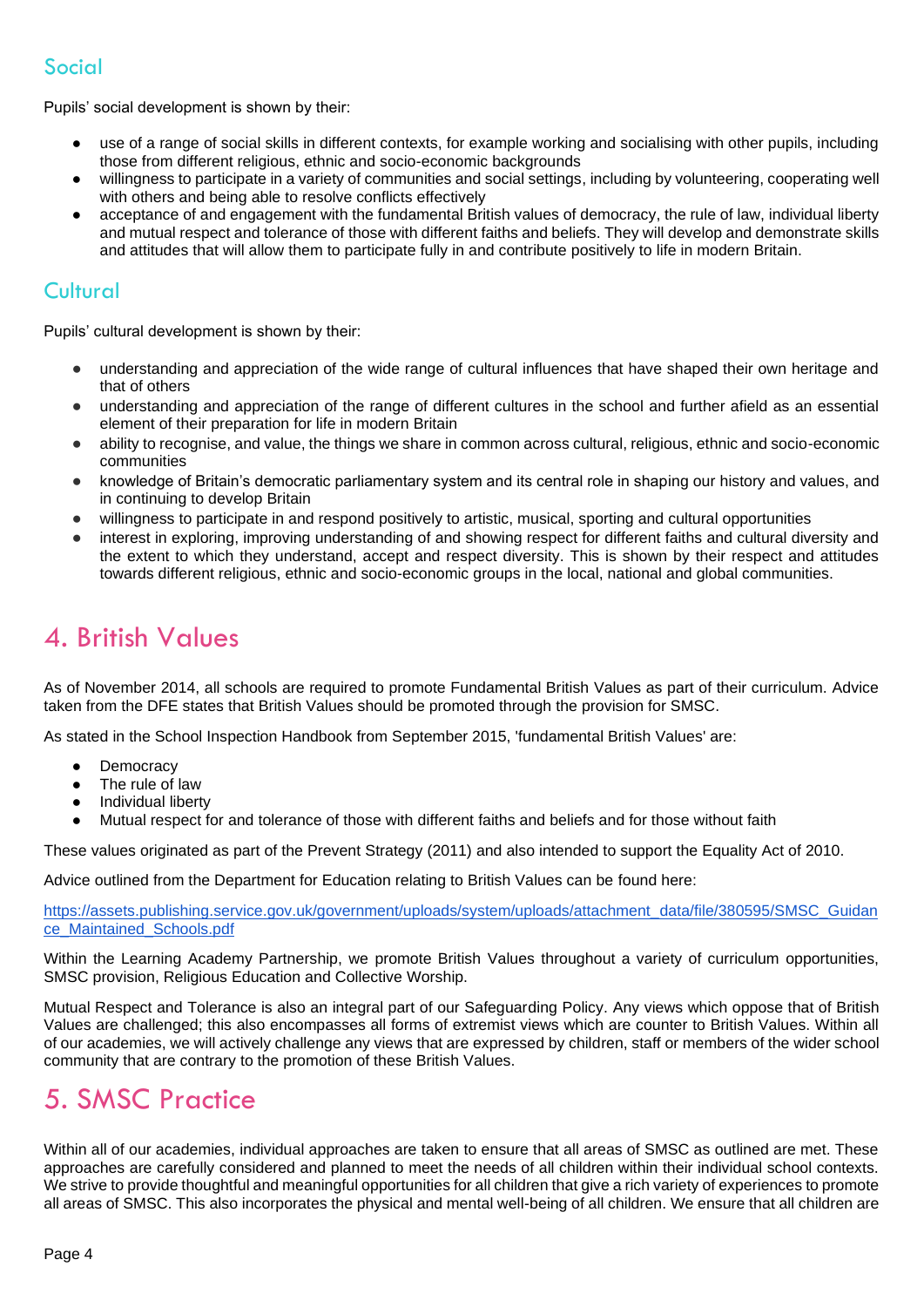### Social

Pupils' social development is shown by their:

- use of a range of social skills in different contexts, for example working and socialising with other pupils, including those from different religious, ethnic and socio-economic backgrounds
- willingness to participate in a variety of communities and social settings, including by volunteering, cooperating well with others and being able to resolve conflicts effectively
- acceptance of and engagement with the fundamental British values of democracy, the rule of law, individual liberty and mutual respect and tolerance of those with different faiths and beliefs. They will develop and demonstrate skills and attitudes that will allow them to participate fully in and contribute positively to life in modern Britain.

### Cultural

Pupils' cultural development is shown by their:

- understanding and appreciation of the wide range of cultural influences that have shaped their own heritage and that of others
- understanding and appreciation of the range of different cultures in the school and further afield as an essential element of their preparation for life in modern Britain
- ability to recognise, and value, the things we share in common across cultural, religious, ethnic and socio-economic communities
- knowledge of Britain's democratic parliamentary system and its central role in shaping our history and values, and in continuing to develop Britain
- willingness to participate in and respond positively to artistic, musical, sporting and cultural opportunities
- interest in exploring, improving understanding of and showing respect for different faiths and cultural diversity and the extent to which they understand, accept and respect diversity. This is shown by their respect and attitudes towards different religious, ethnic and socio-economic groups in the local, national and global communities.

## 4. British Values

As of November 2014, all schools are required to promote Fundamental British Values as part of their curriculum. Advice taken from the DFE states that British Values should be promoted through the provision for SMSC.

As stated in the School Inspection Handbook from September 2015, 'fundamental British Values' are:

- Democracy
- The rule of law
- Individual liberty
- Mutual respect for and tolerance of those with different faiths and beliefs and for those without faith

These values originated as part of the Prevent Strategy (2011) and also intended to support the Equality Act of 2010.

Advice outlined from the Department for Education relating to British Values can be found here:

https://assets.publishing.service.gov.uk/government/uploads/system/uploads/attachment_data/file/380595/SMSC_Guidance_Maintained_Schools.pdf

Within the Learning Academy Partnership, we promote British Values throughout a variety of curriculum opportunities, SMSC provision, Religious Education and Collective Worship.

Mutual Respect and Tolerance is also an integral part of our Safeguarding Policy. Any views which oppose that of British Values are challenged; this also encompasses all forms of extremist views which are counter to British Values. Within all of our academies, we will actively challenge any views that are expressed by children, staff or members of the wider school community that are contrary to the promotion of these British Values.

## 5. SMSC Practice

Within all of our academies, individual approaches are taken to ensure that all areas of SMSC as outlined are met. These approaches are carefully considered and planned to meet the needs of all children within their individual school contexts. We strive to provide thoughtful and meaningful opportunities for all children that give a rich variety of experiences to promote all areas of SMSC. This also incorporates the physical and mental well-being of all children. We ensure that all children are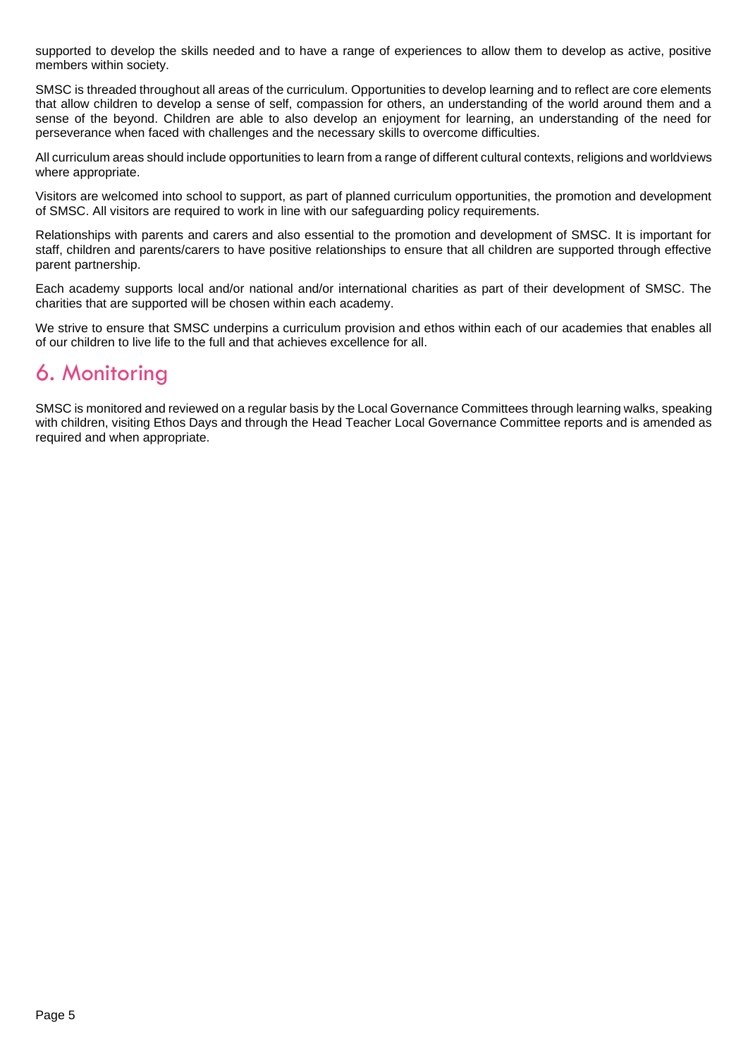supported to develop the skills needed and to have a range of experiences to allow them to develop as active, positive members within society.

SMSC is threaded throughout all areas of the curriculum. Opportunities to develop learning and to reflect are core elements that allow children to develop a sense of self, compassion for others, an understanding of the world around them and a sense of the beyond. Children are able to also develop an enjoyment for learning, an understanding of the need for perseverance when faced with challenges and the necessary skills to overcome difficulties.

All curriculum areas should include opportunities to learn from a range of different cultural contexts, religions and worldviews where appropriate.

Visitors are welcomed into school to support, as part of planned curriculum opportunities, the promotion and development of SMSC. All visitors are required to work in line with our safeguarding policy requirements.

Relationships with parents and carers and also essential to the promotion and development of SMSC. It is important for staff, children and parents/carers to have positive relationships to ensure that all children are supported through effective parent partnership.

Each academy supports local and/or national and/or international charities as part of their development of SMSC. The charities that are supported will be chosen within each academy.

We strive to ensure that SMSC underpins a curriculum provision and ethos within each of our academies that enables all of our children to live life to the full and that achieves excellence for all.

## 6. Monitoring

SMSC is monitored and reviewed on a regular basis by the Local Governance Committees through learning walks, speaking with children, visiting Ethos Days and through the Head Teacher Local Governance Committee reports and is amended as required and when appropriate.